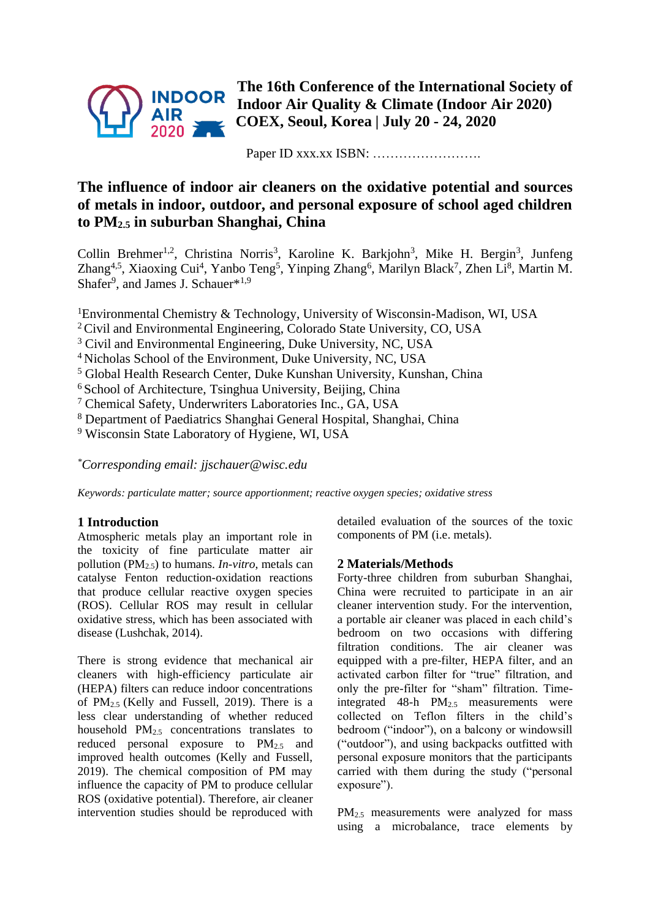The 16th Conference of the International Society of Indoor Air Quality & Climate (Indoor Air 2020)
COEX, Seoul, Korea | July 20 - 24, 2020

Paper ID xxx.xx ISBN: …………………….

# The influence of indoor air cleaners on the oxidative potential and sources of metals in indoor, outdoor, and personal exposure of school aged children to $PM_{2.5}$ in suburban Shanghai, China

Collin Brehmer[1,2], Christina Norris[3], Karoline K. Barkjohn[3], Mike H. Bergin[3], Junfeng Zhang[4,5], Xiaoxing Cui[4], Yanbo Teng[5], Yinping Zhang[6], Marilyn Black[7], Zhen Li[8], Martin M. Shafer[9], and James J. Schauer*[1,9]

[1]Environmental Chemistry & Technology, University of Wisconsin-Madison, WI, USA
[2] Civil and Environmental Engineering, Colorado State University, CO, USA
[3] Civil and Environmental Engineering, Duke University, NC, USA
[4] Nicholas School of the Environment, Duke University, NC, USA
[5] Global Health Research Center, Duke Kunshan University, Kunshan, China
[6] School of Architecture, Tsinghua University, Beijing, China
[7] Chemical Safety, Underwriters Laboratories Inc., GA, USA
[8] Department of Paediatrics Shanghai General Hospital, Shanghai, China
[9] Wisconsin State Laboratory of Hygiene, WI, USA

*\*Corresponding email: jjschauer@wisc.edu*

*Keywords: particulate matter; source apportionment; reactive oxygen species; oxidative stress*

## 1 Introduction

Atmospheric metals play an important role in the toxicity of fine particulate matter air pollution ($PM_{2.5}$) to humans. *In-vitro*, metals can catalyse Fenton reduction-oxidation reactions that produce cellular reactive oxygen species (ROS). Cellular ROS may result in cellular oxidative stress, which has been associated with disease (Lushchak, 2014).

There is strong evidence that mechanical air cleaners with high-efficiency particulate air (HEPA) filters can reduce indoor concentrations of $PM_{2.5}$ (Kelly and Fussell, 2019). There is a less clear understanding of whether reduced household $PM_{2.5}$ concentrations translates to reduced personal exposure to $PM_{2.5}$ and improved health outcomes (Kelly and Fussell, 2019). The chemical composition of PM may influence the capacity of PM to produce cellular ROS (oxidative potential). Therefore, air cleaner intervention studies should be reproduced with detailed evaluation of the sources of the toxic components of PM (i.e. metals).

## 2 Materials/Methods

Forty-three children from suburban Shanghai, China were recruited to participate in an air cleaner intervention study. For the intervention, a portable air cleaner was placed in each child's bedroom on two occasions with differing filtration conditions. The air cleaner was equipped with a pre-filter, HEPA filter, and an activated carbon filter for "true" filtration, and only the pre-filter for "sham" filtration. Time-integrated 48-h $PM_{2.5}$ measurements were collected on Teflon filters in the child's bedroom ("indoor"), on a balcony or windowsill ("outdoor"), and using backpacks outfitted with personal exposure monitors that the participants carried with them during the study ("personal exposure").

$PM_{2.5}$ measurements were analyzed for mass using a microbalance, trace elements by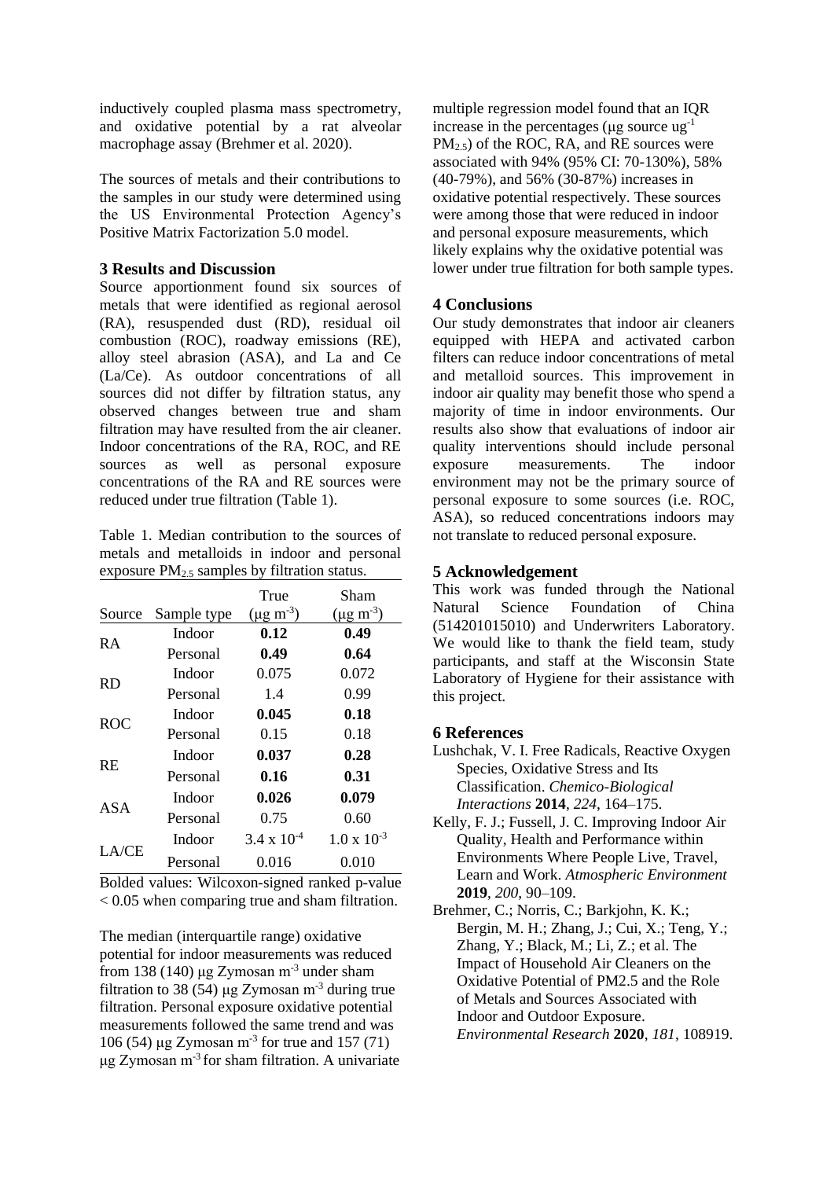inductively coupled plasma mass spectrometry, and oxidative potential by a rat alveolar macrophage assay (Brehmer et al. 2020).

The sources of metals and their contributions to the samples in our study were determined using the US Environmental Protection Agency's Positive Matrix Factorization 5.0 model.

## 3 Results and Discussion

Source apportionment found six sources of metals that were identified as regional aerosol (RA), resuspended dust (RD), residual oil combustion (ROC), roadway emissions (RE), alloy steel abrasion (ASA), and La and Ce (La/Ce). As outdoor concentrations of all sources did not differ by filtration status, any observed changes between true and sham filtration may have resulted from the air cleaner. Indoor concentrations of the RA, ROC, and RE sources as well as personal exposure concentrations of the RA and RE sources were reduced under true filtration (Table 1).

Table 1. Median contribution to the sources of metals and metalloids in indoor and personal exposure $PM_{2.5}$ samples by filtration status.

| Source | Sample type | True ($\mu g\ m^{-3}$) | Sham ($\mu g\ m^{-3}$) |
|---|---|---|---|
| RA | Indoor | **0.12** | **0.49** |
| | Personal | **0.49** | **0.64** |
| RD | Indoor | 0.075 | 0.072 |
| | Personal | 1.4 | 0.99 |
| ROC | Indoor | **0.045** | **0.18** |
| | Personal | 0.15 | 0.18 |
| RE | Indoor | **0.037** | **0.28** |
| | Personal | **0.16** | **0.31** |
| ASA | Indoor | **0.026** | **0.079** |
| | Personal | 0.75 | 0.60 |
| LA/CE | Indoor | $3.4 \times 10^{-4}$ | $1.0 \times 10^{-3}$ |
| | Personal | 0.016 | 0.010 |

Bolded values: Wilcoxon-signed ranked p-value < 0.05 when comparing true and sham filtration.

The median (interquartile range) oxidative potential for indoor measurements was reduced from 138 (140) µg Zymosan $m^{-3}$ under sham filtration to 38 (54) µg Zymosan $m^{-3}$ during true filtration. Personal exposure oxidative potential measurements followed the same trend and was 106 (54) µg Zymosan $m^{-3}$ for true and 157 (71) µg Zymosan $m^{-3}$ for sham filtration. A univariate multiple regression model found that an IQR increase in the percentages (µg source $ug^{-1}$ $PM_{2.5}$) of the ROC, RA, and RE sources were associated with 94% (95% CI: 70-130%), 58% (40-79%), and 56% (30-87%) increases in oxidative potential respectively. These sources were among those that were reduced in indoor and personal exposure measurements, which likely explains why the oxidative potential was lower under true filtration for both sample types.

## 4 Conclusions

Our study demonstrates that indoor air cleaners equipped with HEPA and activated carbon filters can reduce indoor concentrations of metal and metalloid sources. This improvement in indoor air quality may benefit those who spend a majority of time in indoor environments. Our results also show that evaluations of indoor air quality interventions should include personal exposure measurements. The indoor environment may not be the primary source of personal exposure to some sources (i.e. ROC, ASA), so reduced concentrations indoors may not translate to reduced personal exposure.

## 5 Acknowledgement

This work was funded through the National Natural Science Foundation of China (514201015010) and Underwriters Laboratory. We would like to thank the field team, study participants, and staff at the Wisconsin State Laboratory of Hygiene for their assistance with this project.

## 6 References

Lushchak, V. I. Free Radicals, Reactive Oxygen Species, Oxidative Stress and Its Classification. *Chemico-Biological Interactions* **2014**, *224*, 164–175.

Kelly, F. J.; Fussell, J. C. Improving Indoor Air Quality, Health and Performance within Environments Where People Live, Travel, Learn and Work. *Atmospheric Environment* **2019**, *200*, 90–109.

Brehmer, C.; Norris, C.; Barkjohn, K. K.; Bergin, M. H.; Zhang, J.; Cui, X.; Teng, Y.; Zhang, Y.; Black, M.; Li, Z.; et al. The Impact of Household Air Cleaners on the Oxidative Potential of PM2.5 and the Role of Metals and Sources Associated with Indoor and Outdoor Exposure. *Environmental Research* **2020**, *181*, 108919.